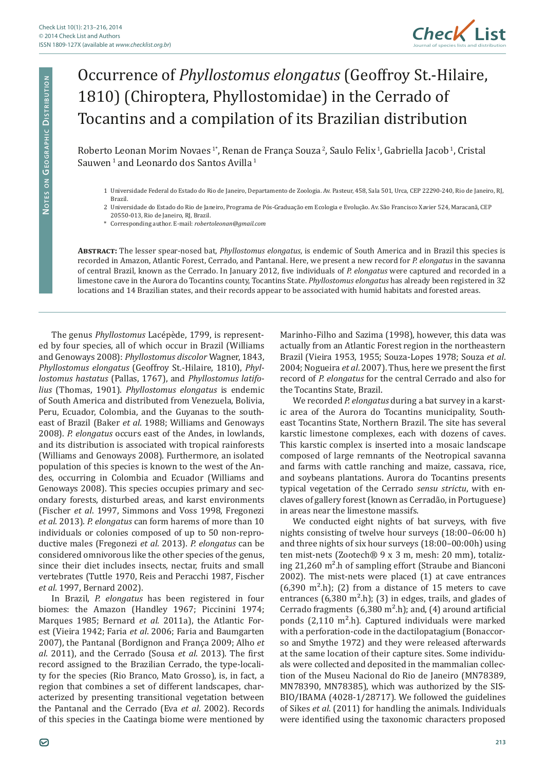# Occurrence of *Phyllostomus elongatus* (Geoffroy St.-Hilaire, 1810) (Chiroptera, Phyllostomidae) in the Cerrado of Tocantins and a compilation of its Brazilian distribution

Roberto Leonan Morim Novaes [1*], Renan de França Souza [2], Saulo Felix [1], Gabriella Jacob [1], Cristal Sauwen [1] and Leonardo dos Santos Avilla [1]

1 Universidade Federal do Estado do Rio de Janeiro, Departamento de Zoologia. Av. Pasteur, 458, Sala 501, Urca, CEP 22290-240, Rio de Janeiro, RJ, Brazil.

2 Universidade do Estado do Rio de Janeiro, Programa de Pós-Graduação em Ecologia e Evolução. Av. São Francisco Xavier 524, Maracanã, CEP 20550-013, Rio de Janeiro, RJ, Brazil.

\* Corresponding author. E-mail: *robertoleonan@gmail.com*

**Abstract:** The lesser spear-nosed bat, *Phyllostomus elongatus*, is endemic of South America and in Brazil this species is recorded in Amazon, Atlantic Forest, Cerrado, and Pantanal. Here, we present a new record for *P. elongatus* in the savanna of central Brazil, known as the Cerrado. In January 2012, five individuals of *P. elongatus* were captured and recorded in a limestone cave in the Aurora do Tocantins county, Tocantins State. *Phyllostomus elongatus* has already been registered in 32 locations and 14 Brazilian states, and their records appear to be associated with humid habitats and forested areas.

The genus *Phyllostomus* Lacépède, 1799, is represented by four species, all of which occur in Brazil (Williams and Genoways 2008): *Phyllostomus discolor* Wagner, 1843, *Phyllostomus elongatus* (Geoffroy St.-Hilaire, 1810), *Phyllostomus hastatus* (Pallas, 1767), and *Phyllostomus latifolius* (Thomas, 1901). *Phyllostomus elongatus* is endemic of South America and distributed from Venezuela, Bolivia, Peru, Ecuador, Colombia, and the Guyanas to the southeast of Brazil (Baker *et al*. 1988; Williams and Genoways 2008). *P. elongatus* occurs east of the Andes, in lowlands, and its distribution is associated with tropical rainforests (Williams and Genoways 2008). Furthermore, an isolated population of this species is known to the west of the Andes, occurring in Colombia and Ecuador (Williams and Genoways 2008). This species occupies primary and secondary forests, disturbed areas, and karst environments (Fischer *et al*. 1997, Simmons and Voss 1998, Fregonezi *et al*. 2013). *P. elongatus* can form harems of more than 10 individuals or colonies composed of up to 50 non-reproductive males (Fregonezi *et al*. 2013). *P. elongatus* can be considered omnivorous like the other species of the genus, since their diet includes insects, nectar, fruits and small vertebrates (Tuttle 1970, Reis and Peracchi 1987, Fischer *et al*. 1997, Bernard 2002).

In Brazil, *P. elongatus* has been registered in four biomes: the Amazon (Handley 1967; Piccinini 1974; Marques 1985; Bernard *et al*. 2011a), the Atlantic Forest (Vieira 1942; Faria *et al*. 2006; Faria and Baumgarten 2007), the Pantanal (Bordignon and França 2009; Alho *et al*. 2011), and the Cerrado (Sousa *et al*. 2013). The first record assigned to the Brazilian Cerrado, the type-locality for the species (Rio Branco, Mato Grosso), is, in fact, a region that combines a set of different landscapes, characterized by presenting transitional vegetation between the Pantanal and the Cerrado (Eva *et al*. 2002). Records of this species in the Caatinga biome were mentioned by Marinho-Filho and Sazima (1998), however, this data was actually from an Atlantic Forest region in the northeastern Brazil (Vieira 1953, 1955; Souza-Lopes 1978; Souza *et al*. 2004; Nogueira *et al*. 2007). Thus, here we present the first record of *P. elongatus* for the central Cerrado and also for the Tocantins State, Brazil.

We recorded *P. elongatus* during a bat survey in a karstic area of the Aurora do Tocantins municipality, Southeast Tocantins State, Northern Brazil. The site has several karstic limestone complexes, each with dozens of caves. This karstic complex is inserted into a mosaic landscape composed of large remnants of the Neotropical savanna and farms with cattle ranching and maize, cassava, rice, and soybeans plantations. Aurora do Tocantins presents typical vegetation of the Cerrado *sensu strictu*, with enclaves of gallery forest (known as Cerradão, in Portuguese) in areas near the limestone massifs.

We conducted eight nights of bat surveys, with five nights consisting of twelve hour surveys (18:00–06:00 h) and three nights of six hour surveys (18:00–00:00h) using ten mist-nets (Zootech® 9 x 3 m, mesh: 20 mm), totalizing 21,260 $m^2$.h of sampling effort (Straube and Bianconi 2002). The mist-nets were placed (1) at cave entrances (6,390 $m^2$.h); (2) from a distance of 15 meters to cave entrances (6,380 $m^2$.h); (3) in edges, trails, and glades of Cerrado fragments (6,380 $m^2$.h); and, (4) around artificial ponds (2,110 $m^2$.h). Captured individuals were marked with a perforation-code in the dactilopatagium (Bonaccorso and Smythe 1972) and they were released afterwards at the same location of their capture sites. Some individuals were collected and deposited in the mammalian collection of the Museu Nacional do Rio de Janeiro (MN78389, MN78390, MN78385), which was authorized by the SISBIO/IBAMA (4028-1/28717). We followed the guidelines of Sikes *et al*. (2011) for handling the animals. Individuals were identified using the taxonomic characters proposed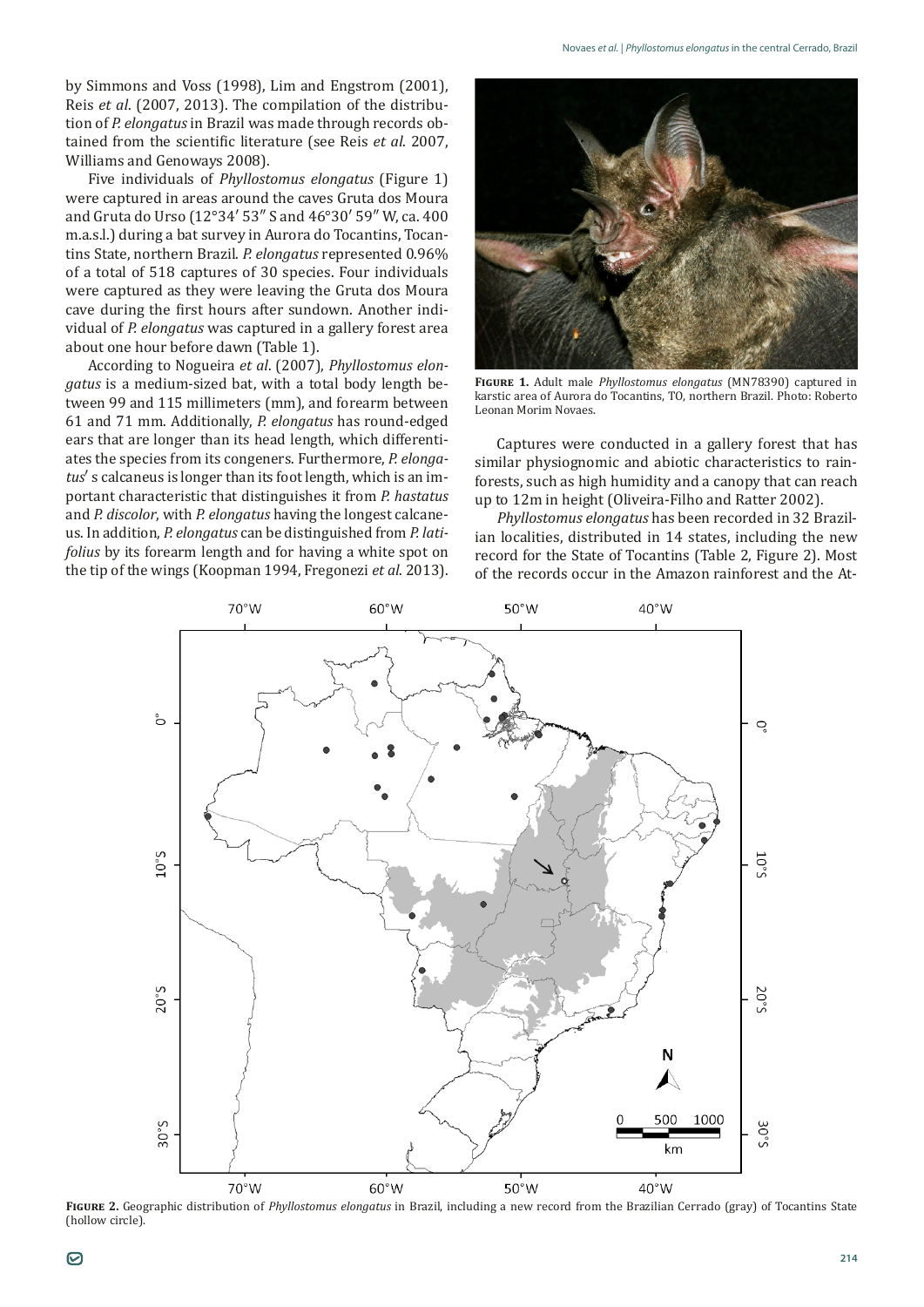by Simmons and Voss (1998), Lim and Engstrom (2001), Reis *et al*. (2007, 2013). The compilation of the distribution of *P. elongatus* in Brazil was made through records obtained from the scientific literature (see Reis *et al*. 2007, Williams and Genoways 2008).

Five individuals of *Phyllostomus elongatus* (Figure 1) were captured in areas around the caves Gruta dos Moura and Gruta do Urso (12°34′ 53″ S and 46°30′ 59″ W, ca. 400 m.a.s.l.) during a bat survey in Aurora do Tocantins, Tocantins State, northern Brazil. *P. elongatus* represented 0.96% of a total of 518 captures of 30 species. Four individuals were captured as they were leaving the Gruta dos Moura cave during the first hours after sundown. Another individual of *P. elongatus* was captured in a gallery forest area about one hour before dawn (Table 1).

According to Nogueira *et al*. (2007), *Phyllostomus elongatus* is a medium-sized bat, with a total body length between 99 and 115 millimeters (mm), and forearm between 61 and 71 mm. Additionally, *P. elongatus* has round-edged ears that are longer than its head length, which differentiates the species from its congeners. Furthermore, *P. elongatus*′ s calcaneus is longer than its foot length, which is an important characteristic that distinguishes it from *P. hastatus* and *P. discolor*, with *P. elongatus* having the longest calcaneus. In addition, *P. elongatus* can be distinguished from *P. latifolius* by its forearm length and for having a white spot on the tip of the wings (Koopman 1994, Fregonezi *et al*. 2013).

**Figure 1.** Adult male *Phyllostomus elongatus* (MN78390) captured in karstic area of Aurora do Tocantins, TO, northern Brazil. Photo: Roberto Leonan Morim Novaes.

Captures were conducted in a gallery forest that has similar physiognomic and abiotic characteristics to rainforests, such as high humidity and a canopy that can reach up to 12m in height (Oliveira-Filho and Ratter 2002).

*Phyllostomus elongatus* has been recorded in 32 Brazilian localities, distributed in 14 states, including the new record for the State of Tocantins (Table 2, Figure 2). Most of the records occur in the Amazon rainforest and the At-

**Figure 2.** Geographic distribution of *Phyllostomus elongatus* in Brazil, including a new record from the Brazilian Cerrado (gray) of Tocantins State (hollow circle).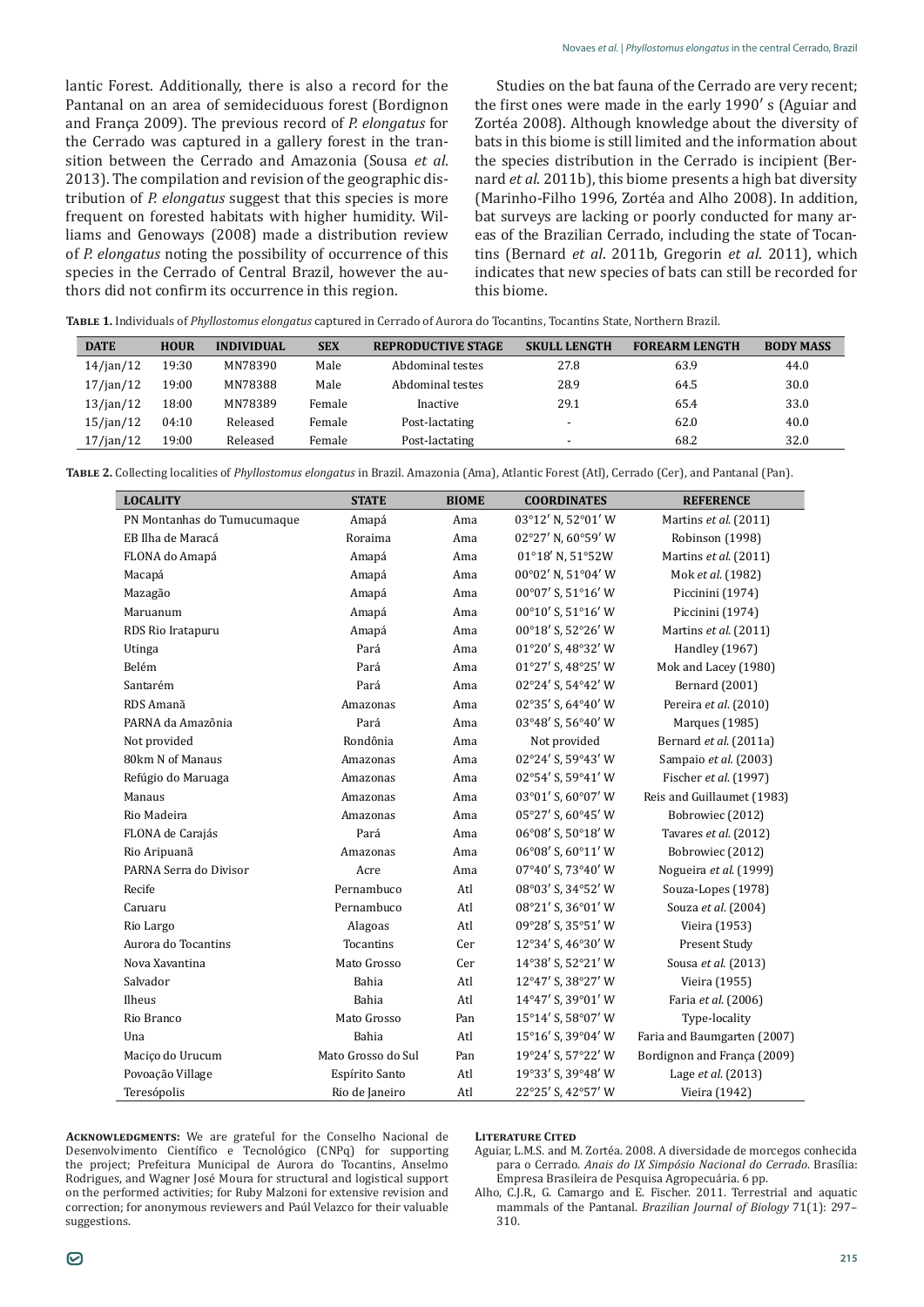lantic Forest. Additionally, there is also a record for the Pantanal on an area of semideciduous forest (Bordignon and França 2009). The previous record of *P. elongatus* for the Cerrado was captured in a gallery forest in the transition between the Cerrado and Amazonia (Sousa *et al*. 2013). The compilation and revision of the geographic distribution of *P. elongatus* suggest that this species is more frequent on forested habitats with higher humidity. Williams and Genoways (2008) made a distribution review of *P. elongatus* noting the possibility of occurrence of this species in the Cerrado of Central Brazil, however the authors did not confirm its occurrence in this region.

Studies on the bat fauna of the Cerrado are very recent; the first ones were made in the early 1990′ s (Aguiar and Zortéa 2008). Although knowledge about the diversity of bats in this biome is still limited and the information about the species distribution in the Cerrado is incipient (Bernard *et al*. 2011b), this biome presents a high bat diversity (Marinho-Filho 1996, Zortéa and Alho 2008). In addition, bat surveys are lacking or poorly conducted for many areas of the Brazilian Cerrado, including the state of Tocantins (Bernard *et al*. 2011b, Gregorin *et al*. 2011), which indicates that new species of bats can still be recorded for this biome.

**Table 1.** Individuals of *Phyllostomus elongatus* captured in Cerrado of Aurora do Tocantins, Tocantins State, Northern Brazil.

| DATE | HOUR | INDIVIDUAL | SEX | REPRODUCTIVE STAGE | SKULL LENGTH | FOREARM LENGTH | BODY MASS |
|---|---|---|---|---|---|---|---|
| 14/jan/12 | 19:30 | MN78390 | Male | Abdominal testes | 27.8 | 63.9 | 44.0 |
| 17/jan/12 | 19:00 | MN78388 | Male | Abdominal testes | 28.9 | 64.5 | 30.0 |
| 13/jan/12 | 18:00 | MN78389 | Female | Inactive | 29.1 | 65.4 | 33.0 |
| 15/jan/12 | 04:10 | Released | Female | Post-lactating | - | 62.0 | 40.0 |
| 17/jan/12 | 19:00 | Released | Female | Post-lactating | - | 68.2 | 32.0 |

**Table 2.** Collecting localities of *Phyllostomus elongatus* in Brazil. Amazonia (Ama), Atlantic Forest (Atl), Cerrado (Cer), and Pantanal (Pan).

| LOCALITY | STATE | BIOME | COORDINATES | REFERENCE |
|---|---|---|---|---|
| PN Montanhas do Tumucumaque | Amapá | Ama | 03°12′ N, 52°01′ W | Martins *et al.* (2011) |
| EB Ilha de Maracá | Roraima | Ama | 02°27′ N, 60°59′ W | Robinson (1998) |
| FLONA do Amapá | Amapá | Ama | 01°18′ N, 51°52W | Martins *et al.* (2011) |
| Macapá | Amapá | Ama | 00°02′ N, 51°04′ W | Mok *et al.* (1982) |
| Mazagão | Amapá | Ama | 00°07′ S, 51°16′ W | Piccinini (1974) |
| Maruanum | Amapá | Ama | 00°10′ S, 51°16′ W | Piccinini (1974) |
| RDS Rio Iratapuru | Amapá | Ama | 00°18′ S, 52°26′ W | Martins *et al.* (2011) |
| Utinga | Pará | Ama | 01°20′ S, 48°32′ W | Handley (1967) |
| Belém | Pará | Ama | 01°27′ S, 48°25′ W | Mok and Lacey (1980) |
| Santarém | Pará | Ama | 02°24′ S, 54°42′ W | Bernard (2001) |
| RDS Amanã | Amazonas | Ama | 02°35′ S, 64°40′ W | Pereira *et al.* (2010) |
| PARNA da Amazônia | Pará | Ama | 03°48′ S, 56°40′ W | Marques (1985) |
| Not provided | Rondônia | Ama | Not provided | Bernard *et al.* (2011a) |
| 80km N of Manaus | Amazonas | Ama | 02°24′ S, 59°43′ W | Sampaio *et al.* (2003) |
| Refúgio do Maruaga | Amazonas | Ama | 02°54′ S, 59°41′ W | Fischer *et al.* (1997) |
| Manaus | Amazonas | Ama | 03°01′ S, 60°07′ W | Reis and Guillaumet (1983) |
| Rio Madeira | Amazonas | Ama | 05°27′ S, 60°45′ W | Bobrowiec (2012) |
| FLONA de Carajás | Pará | Ama | 06°08′ S, 50°18′ W | Tavares *et al.* (2012) |
| Rio Aripuanã | Amazonas | Ama | 06°08′ S, 60°11′ W | Bobrowiec (2012) |
| PARNA Serra do Divisor | Acre | Ama | 07°40′ S, 73°40′ W | Nogueira *et al.* (1999) |
| Recife | Pernambuco | Atl | 08°03′ S, 34°52′ W | Souza-Lopes (1978) |
| Caruaru | Pernambuco | Atl | 08°21′ S, 36°01′ W | Souza *et al.* (2004) |
| Rio Largo | Alagoas | Atl | 09°28′ S, 35°51′ W | Vieira (1953) |
| Aurora do Tocantins | Tocantins | Cer | 12°34′ S, 46°30′ W | Present Study |
| Nova Xavantina | Mato Grosso | Cer | 14°38′ S, 52°21′ W | Sousa *et al.* (2013) |
| Salvador | Bahia | Atl | 12°47′ S, 38°27′ W | Vieira (1955) |
| Ilheus | Bahia | Atl | 14°47′ S, 39°01′ W | Faria *et al.* (2006) |
| Rio Branco | Mato Grosso | Pan | 15°14′ S, 58°07′ W | Type-locality |
| Una | Bahia | Atl | 15°16′ S, 39°04′ W | Faria and Baumgarten (2007) |
| Maciço do Urucum | Mato Grosso do Sul | Pan | 19°22′ S, 57°22′ W | Bordignon and França (2009) |
| Povoação Village | Espírito Santo | Atl | 19°33′ S, 39°48′ W | Lage *et al.* (2013) |
| Teresópolis | Rio de Janeiro | Atl | 22°25′ S, 42°57′ W | Vieira (1942) |

**Acknowledgments:** We are grateful for the Conselho Nacional de Desenvolvimento Científico e Tecnológico (CNPq) for supporting the project; Prefeitura Municipal de Aurora do Tocantins, Anselmo Rodrigues, and Wagner José Moura for structural and logistical support on the performed activities; for Ruby Malzoni for extensive revision and correction; for anonymous reviewers and Paúl Velazco for their valuable suggestions.

**Literature Cited**

Aguiar, L.M.S. and M. Zortéa. 2008. A diversidade de morcegos conhecida para o Cerrado. *Anais do IX Simpósio Nacional do Cerrado*. Brasília: Empresa Brasileira de Pesquisa Agropecuária. 6 pp.

Alho, C.J.R., G. Camargo and E. Fischer. 2011. Terrestrial and aquatic mammals of the Pantanal. *Brazilian Journal of Biology* 71(1): 297–310.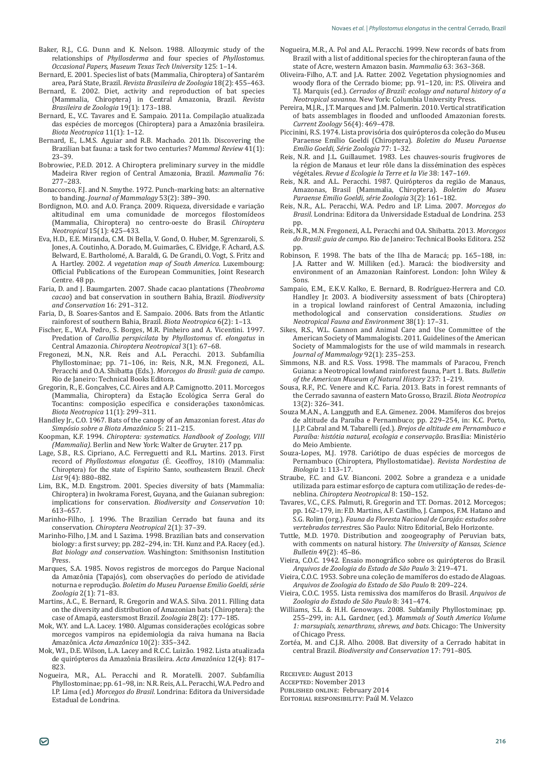Baker, R.J., C.G. Dunn and K. Nelson. 1988. Allozymic study of the relationships of *Phyllosderma* and four species of *Phyllostomus*. *Occasional Papers, Museum Texas Tech University* 125: 1–14.

Bernard, E. 2001. Species list of bats (Mammalia, Chiroptera) of Santarém area, Pará State, Brazil. *Revista Brasileira de Zoologia* 18(2): 455–463.

Bernard, E. 2002. Diet, activity and reproduction of bat species (Mammalia, Chiroptera) in Central Amazonia, Brazil. *Revista Brasileira de Zoologia* 19(1): 173–188.

Bernard, E., V.C. Tavares and E. Sampaio. 2011a. Compilação atualizada das espécies de morcegos (Chiroptera) para a Amazônia brasileira. *Biota Neotropica* 11(1): 1–12.

Bernard, E., L.M.S. Aguiar and R.B. Machado. 2011b. Discovering the Brazilian bat fauna: a task for two centuries? *Mammal Review* 41(1): 23–39.

Bobrowiec, P.E.D. 2012. A Chiroptera preliminary survey in the middle Madeira River region of Central Amazonia, Brazil. *Mammalia* 76: 277–283.

Bonaccorso, F.J. and N. Smythe. 1972. Punch-marking bats: an alternative to banding. *Journal of Mammalogy* 53(2): 389–390.

Bordignon, M.O. and A.O. França. 2009. Riqueza, diversidade e variação altitudinal em uma comunidade de morcegos filostomídeos (Mammalia, Chiroptera) no centro-oeste do Brasil. *Chiroptera Neotropical* 15(1): 425–433.

Eva, H.D., E.E. Miranda, C.M. Di Bella, V. Gond, O. Huber, M. Sgrenzaroli, S. Jones, A. Coutinho, A. Dorado, M. Guimarães, C. Elvidge, F. Achard, A.S. Belward, E. Bartholomé, A. Baraldi, G. De Grandi, O. Vogt, S. Fritz and A. Hartley. 2002. *A vegetation map of South America*. Luxembourg: Official Publications of the European Communities, Joint Research Centre. 48 pp.

Faria, D. and J. Baumgarten. 2007. Shade cacao plantations (*Theobroma cacao*) and bat conservation in southern Bahia, Brazil. *Biodiversity and Conservation* 16: 291–312.

Faria, D., B. Soares-Santos and E. Sampaio. 2006. Bats from the Atlantic rainforest of southern Bahia, Brazil. *Biota Neotropica* 6(2): 1–13.

Fischer, E., W.A. Pedro, S. Borges, M.R. Pinheiro and A. Vicentini. 1997. Predation of *Carollia perspicilata* by *Phyllostomus* cf. *elongatus* in Central Amazonia. *Chiroptera Neotropical* 3(1): 67–68.

Fregonezi, M.N., N.R. Reis and A.L. Peracchi. 2013. Subfamília Phyllostominae; pp. 71–106, in: Reis, N.R., M.N. Fregonezi, A.L. Peracchi and O.A. Shibatta (Eds.). *Morcegos do Brasil: guia de campo*. Rio de Janeiro: Technical Books Editora.

Gregorin, R., E. Gonçalves, C.C. Aires and A.P. Camignotto. 2011. Morcegos (Mammalia, Chiroptera) da Estação Ecológica Serra Geral do Tocantins: composição específica e considerações taxonômicas. *Biota Neotropica* 11(1): 299–311.

Handley Jr., C.O. 1967. Bats of the canopy of an Amazonian forest. *Atas do Simpósio sobre a Biota Amazônica* 5: 211–215.

Koopman, K.F. 1994. *Chiroptera: systematics. Handbook of Zoology, VIII (Mammalia)*. Berlin and New York: Walter de Gruyter. 217 pp.

Lage, S.B., R.S. Cipriano, A.C. Ferreguetti and R.L. Martins. 2013. First record of *Phyllostomus elongatus* (É. Geoffroy, 1810) (Mammalia: Chiroptera) for the state of Espírito Santo, southeastern Brazil. *Check List* 9(4): 880–882.

Lim, B.K., M.D. Engstrom. 2001. Species diversity of bats (Mammalia: Chiroptera) in Iwokrama Forest, Guyana, and the Guianan subregion: implications for conservation. *Biodiversity and Conservation* 10: 613–657.

Marinho-Filho, J. 1996. The Brazilian Cerrado bat fauna and its conservation. *Chiroptera Neotropical* 2(1): 37–39.

Marinho-Filho, J.M. and I. Sazima. 1998. Brazilian bats and conservation biology: a first survey; pp. 282–294, in: T.H. Kunz and P.A. Racey (ed.). *Bat biology and conservation*. Washington: Smithsonisn Institution Press.

Marques, S.A. 1985. Novos registros de morcegos do Parque Nacional da Amazônia (Tapajós), com observações do período de atividade noturna e reprodução. *Boletim do Museu Paraense Emilio Goeldi, série Zoologia* 2(1): 71–83.

Martins, A.C., E. Bernard, R. Gregorin and W.A.S. Silva. 2011. Filling data on the diversity and distribution of Amazonian bats (Chiroptera): the case of Amapá, eastersmost Brazil. *Zoologia* 28(2): 177–185.

Mok, W.Y. and L.A. Lacey. 1980. Algumas considerações ecológicas sobre morcegos vampiros na epidemiologia da raiva humana na Bacia Amazônica. *Acta Amazônica* 10(2): 335–342.

Mok, W.I., D.E. Wilson, L.A. Lacey and R.C.C. Luizão. 1982. Lista atualizada de quirópteros da Amazônia Brasileira. *Acta Amazônica* 12(4): 817–823.

Nogueira, M.R., A.L. Peracchi and R. Moratelli. 2007. Subfamília Phyllostominae; pp. 61–98, in: N.R. Reis, A.L. Peracchi, W.A. Pedro and I.P. Lima (ed.) *Morcegos do Brasil*. Londrina: Editora da Universidade Estadual de Londrina.

Nogueira, M.R., A. Pol and A.L. Peracchi. 1999. New records of bats from Brazil with a list of additional species for the chiropteran fauna of the state of Acre, western Amazon basin. *Mammalia* 63: 363–368.

Oliveira-Filho, A.T. and J.A. Ratter. 2002. Vegetation physiognomies and woody flora of the Cerrado biome; pp. 91–120, in: P.S. Oliveira and T.J. Marquis (ed.). *Cerrados of Brazil: ecology and natural history of a Neotropical savanna*. New York: Columbia University Press.

Pereira, M.J.R., J.T. Marques and J.M. Palmerin. 2010. Vertical stratification of bats assemblages in flooded and unflooded Amazonian forests. *Current Zoology* 56(4): 469–478.

Piccinini, R.S. 1974. Lista provisória dos quirópteros da coleção do Museu Paraense Emílio Goeldi (Chiroptera). *Boletim do Museu Paraense Emílio Goeldi, Série Zoologia* 77: 1–32.

Reis, N.R. and J.L. Guillaumet. 1983. Les chauves-souris frugivores de la région de Manaus et leur rôle dans la dissémination des espèces végétales. *Revue d Ecologie la Terre et la Vie* 38: 147–169.

Reis, N.R. and A.L. Peracchi. 1987. Quirópteros da região de Manaus, Amazonas, Brasil (Mammalia, Chiroptera). *Boletim do Museu Paraense Emilio Goeldi, série Zoologia* 3(2): 161–182.

Reis, N.R., A.L. Peracchi, W.A. Pedro and I.P. Lima. 2007. *Morcegos do Brasil*. Londrina: Editora da Universidade Estadual de Londrina. 253 pp.

Reis, N.R., M.N. Fregonezi, A.L. Peracchi and O.A. Shibatta. 2013. *Morcegos do Brasil: guia de campo*. Rio de Janeiro: Technical Books Editora. 252 pp.

Robinson, F. 1998. The bats of the Ilha de Maracá; pp. 165–188, in: J.A. Ratter and W. Milliken (ed.). Maracá: the biodiversity and environment of an Amazonian Rainforest. London: John Wiley & Sons.

Sampaio, E.M., E.K.V. Kalko, E. Bernard, B. Rodríguez-Herrera and C.O. Handley Jr. 2003. A biodiversity assessment of bats (Chiroptera) in a tropical lowland rainforest of Central Amazonia, including methodological and conservation considerations. *Studies on Neotropical Fauna and Environment* 38(1): 17–31.

Sikes, R.S., W.L. Gannon and Animal Care and Use Committee of the American Society of Mammalogists. 2011. Guidelines of the American Society of Mammalogists for the use of wild mammals in research. *Journal of Mammalogy* 92(1): 235–253.

Simmons, N.B. and R.S. Voss. 1998. The mammals of Paracou, French Guiana: a Neotropical lowland rainforest fauna, Part 1. Bats. *Bulletin of the American Museum of Natural History* 237: 1–219.

Sousa, R.F., P.C. Venere and K.C. Faria. 2013. Bats in forest remnants of the Cerrado savanna of eastern Mato Grosso, Brazil. *Biota Neotropica* 13(2): 326–341.

Souza M.A.N., A. Langguth and E.A. Gimenez. 2004. Mamíferos dos brejos de altitude da Paraíba e Pernambuco; pp. 229–254, in: K.C. Porto, J.J.P. Cabral and M. Tabarelli (ed.). *Brejos de altitude em Pernambuco e Paraíba: história natural, ecologia e conservação*. Brasília: Ministério do Meio Ambiente.

Souza-Lopes, M.J. 1978. Cariótipo de duas espécies de morcegos de Pernambuco (Chiroptera, Phyllostomatidae). *Revista Nordestina de Biologia* 1: 113–17.

Straube, F.C. and G.V. Bianconi. 2002. Sobre a grandeza e a unidade utilizada para estimar esforço de captura com utilização de redes-de-neblina. *Chiroptera Neotropical* 8: 150–152.

Tavares, V.C., C.F.S. Palmuti, R. Gregorin and T.T. Dornas. 2012. Morcegos; pp. 162–179, in: F.D. Martins, A.F. Castilho, J. Campos, F.M. Hatano and S.G. Rolim (org.). *Fauna da Floresta Nacional de Carajás: estudos sobre vertebrados terrestres*. São Paulo: Nitro Editorial, Belo Horizonte.

Tuttle, M.D. 1970. Distribution and zoogeography of Peruvian bats, with comments on natural history. *The University of Kansas, Science Bulletin* 49(2): 45–86.

Vieira, C.O.C. 1942. Ensaio monográfico sobre os quirópteros do Brasil. *Arquivos de Zoologia do Estado de São Paulo* 3: 219–471.

Vieira, C.O.C. 1953. Sobre una coleção de mamíferos do estado de Alagoas. *Arquivos de Zoologia do Estado de São Paulo* 8: 209–224.

Vieira, C.O.C. 1955. Lista remissiva dos mamíferos do Brasil. *Arquivos de Zoologia do Estado de São Paulo* 8: 341–474.

Williams, S.L. & H.H. Genoways. 2008. Subfamily Phyllostominae; pp. 255–299, in: A.L. Gardner, (ed.). *Mammals of South America Volume 1: marsupials, xenarthrans, shrews, and bats*. Chicago: The University of Chicago Press.

Zortéa, M. and C.J.R. Alho. 2008. Bat diversity of a Cerrado habitat in central Brazil. *Biodiversity and Conservation* 17: 791–805.

Received: August 2013
Accepted: November 2013
Published online: February 2014
Editorial responsibility: Paúl M. Velazco